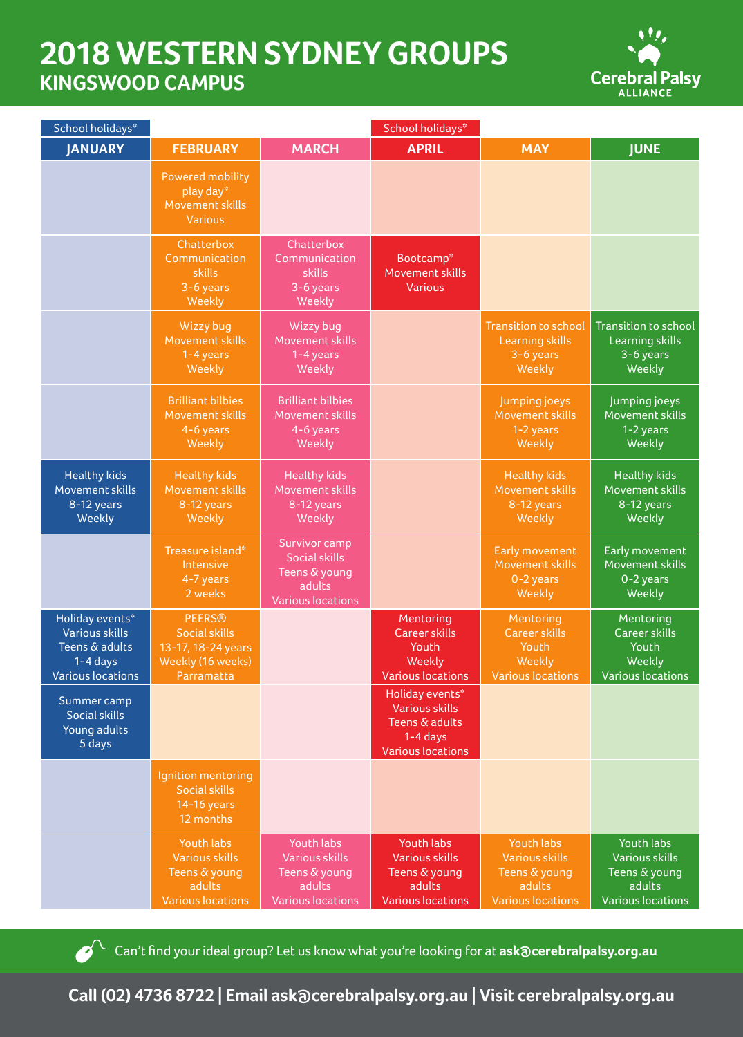# 2018 WESTERN SYDNEY GROUPS

## KINGSWOOD CAMPUS

Cerebral Palsy ALLIANCE

| School holidays* | | | School holidays* | | |
|---|---|---|---|---|---|
| **JANUARY** | **FEBRUARY** | **MARCH** | **APRIL** | **MAY** | **JUNE** |
| | Powered mobility play day* Movement skills Various | | | | |
| | Chatterbox Communication skills 3-6 years Weekly | Chatterbox Communication skills 3-6 years Weekly | Bootcamp* Movement skills Various | | |
| | Wizzy bug Movement skills 1-4 years Weekly | Wizzy bug Movement skills 1-4 years Weekly | | Transition to school Learning skills 3-6 years Weekly | Transition to school Learning skills 3-6 years Weekly |
| | Brilliant bilbies Movement skills 4-6 years Weekly | Brilliant bilbies Movement skills 4-6 years Weekly | | Jumping joeys Movement skills 1-2 years Weekly | Jumping joeys Movement skills 1-2 years Weekly |
| Healthy kids Movement skills 8-12 years Weekly | Healthy kids Movement skills 8-12 years Weekly | Healthy kids Movement skills 8-12 years Weekly | | Healthy kids Movement skills 8-12 years Weekly | Healthy kids Movement skills 8-12 years Weekly |
| | Treasure island* Intensive 4-7 years 2 weeks | Survivor camp Social skills Teens & young adults Various locations | | Early movement Movement skills 0-2 years Weekly | Early movement Movement skills 0-2 years Weekly |
| Holiday events* Various skills Teens & adults 1-4 days Various locations | PEERS® Social skills 13-17, 18-24 years Weekly (16 weeks) Parramatta | | Mentoring Career skills Youth Weekly Various locations | Mentoring Career skills Youth Weekly Various locations | Mentoring Career skills Youth Weekly Various locations |
| Summer camp Social skills Young adults 5 days | | | Holiday events* Various skills Teens & adults 1-4 days Various locations | | |
| | Ignition mentoring Social skills 14-16 years 12 months | | | | |
| | Youth labs Various skills Teens & young adults Various locations | Youth labs Various skills Teens & young adults Various locations | Youth labs Various skills Teens & young adults Various locations | Youth labs Various skills Teens & young adults Various locations | Youth labs Various skills Teens & young adults Various locations |

Can't find your ideal group? Let us know what you're looking for at **ask@cerebralpalsy.org.au**

**Call (02) 4736 8722 | Email ask@cerebralpalsy.org.au | Visit cerebralpalsy.org.au**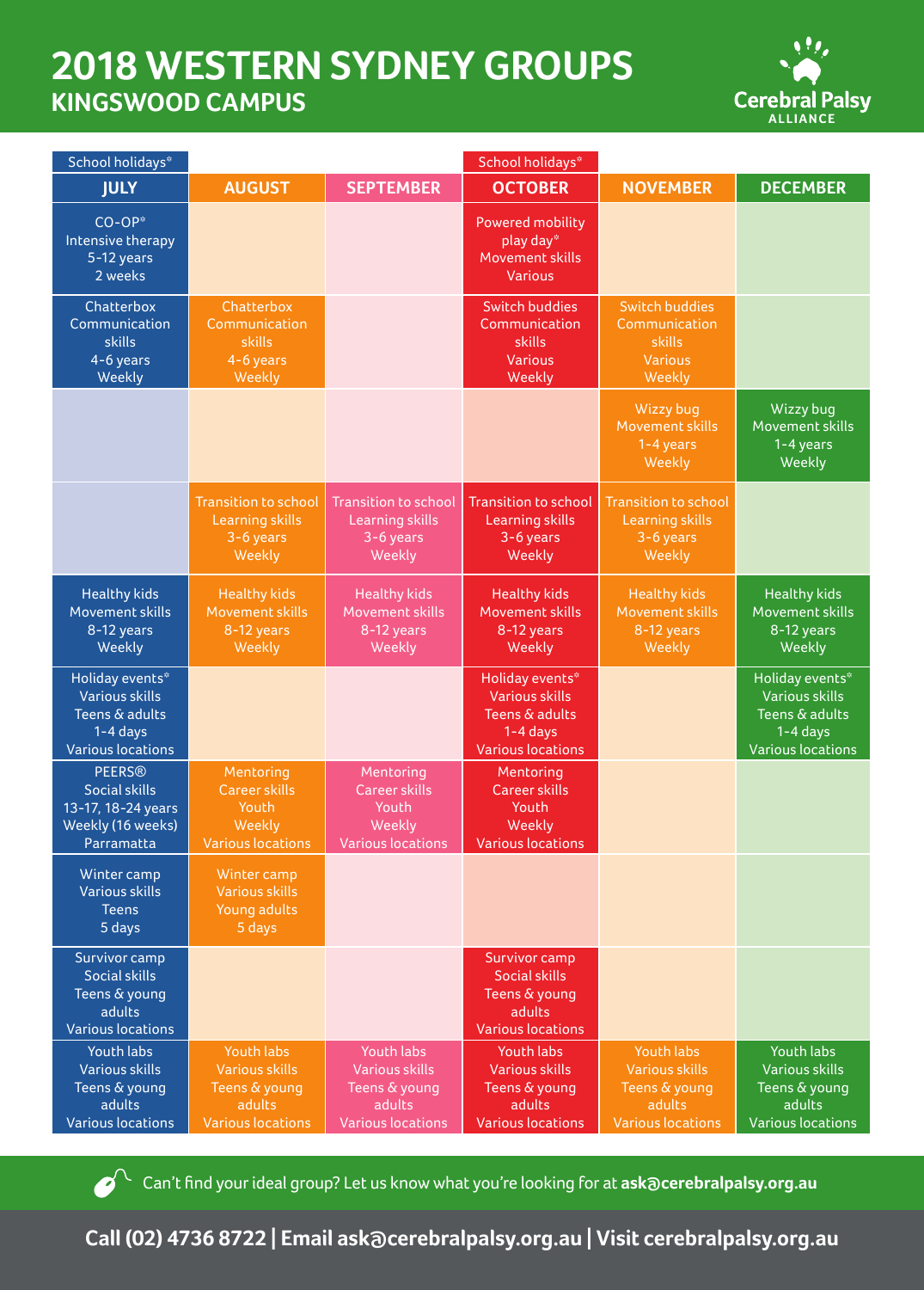# 2018 WESTERN SYDNEY GROUPS

## KINGSWOOD CAMPUS

Cerebral Palsy ALLIANCE

| School holidays* | | | School holidays* | | |
|---|---|---|---|---|---|
| **JULY** | **AUGUST** | **SEPTEMBER** | **OCTOBER** | **NOVEMBER** | **DECEMBER** |
| CO-OP* Intensive therapy 5-12 years 2 weeks | | | Powered mobility play day* Movement skills Various | | |
| Chatterbox Communication skills 4-6 years Weekly | Chatterbox Communication skills 4-6 years Weekly | | Switch buddies Communication skills Various Weekly | Switch buddies Communication skills Various Weekly | |
| | | | | Wizzy bug Movement skills 1-4 years Weekly | Wizzy bug Movement skills 1-4 years Weekly |
| | Transition to school Learning skills 3-6 years Weekly | Transition to school Learning skills 3-6 years Weekly | Transition to school Learning skills 3-6 years Weekly | Transition to school Learning skills 3-6 years Weekly | |
| Healthy kids Movement skills 8-12 years Weekly | Healthy kids Movement skills 8-12 years Weekly | Healthy kids Movement skills 8-12 years Weekly | Healthy kids Movement skills 8-12 years Weekly | Healthy kids Movement skills 8-12 years Weekly | Healthy kids Movement skills 8-12 years Weekly |
| Holiday events* Various skills Teens & adults 1-4 days Various locations | | | Holiday events* Various skills Teens & adults 1-4 days Various locations | | Holiday events* Various skills Teens & adults 1-4 days Various locations |
| PEERS® Social skills 13-17, 18-24 years Weekly (16 weeks) Parramatta | Mentoring Career skills Youth Weekly Various locations | Mentoring Career skills Youth Weekly Various locations | Mentoring Career skills Youth Weekly Various locations | | |
| Winter camp Various skills Teens 5 days | Winter camp Various skills Young adults 5 days | | | | |
| Survivor camp Social skills Teens & young adults Various locations | | | Survivor camp Social skills Teens & young adults Various locations | | |
| Youth labs Various skills Teens & young adults Various locations | Youth labs Various skills Teens & young adults Various locations | Youth labs Various skills Teens & young adults Various locations | Youth labs Various skills Teens & young adults Various locations | Youth labs Various skills Teens & young adults Various locations | Youth labs Various skills Teens & young adults Various locations |

Can't find your ideal group? Let us know what you're looking for at **ask@cerebralpalsy.org.au**

**Call (02) 4736 8722 | Email ask@cerebralpalsy.org.au | Visit cerebralpalsy.org.au**